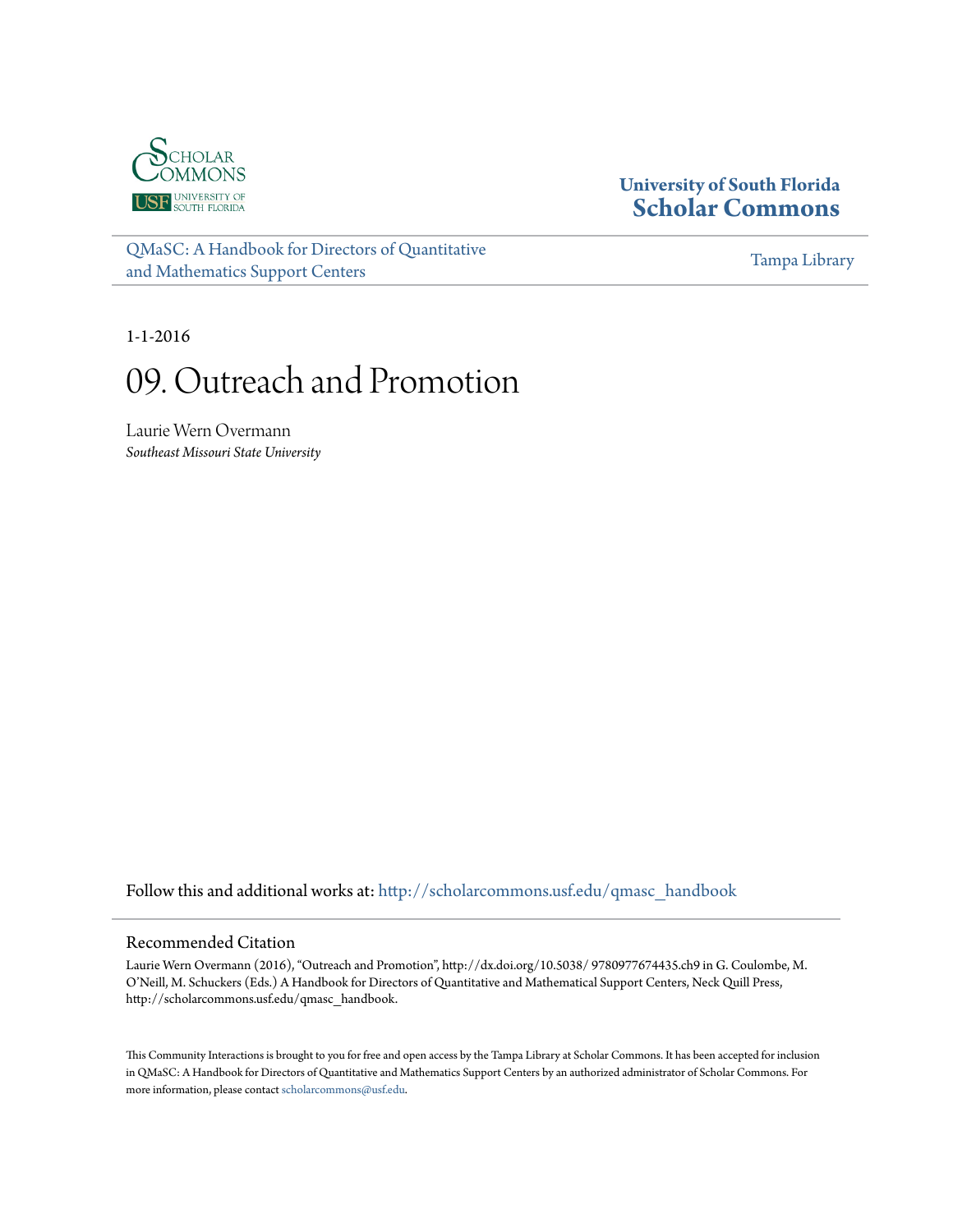University of South Florida
**Scholar Commons**

QMaSC: A Handbook for Directors of Quantitative and Mathematics Support Centers

Tampa Library

1-1-2016

# 09. Outreach and Promotion

Laurie Wern Overmann
*Southeast Missouri State University*

Follow this and additional works at: http://scholarcommons.usf.edu/qmasc_handbook

## Recommended Citation

Laurie Wern Overmann (2016), "Outreach and Promotion", http://dx.doi.org/10.5038/ 9780977674435.ch9 in G. Coulombe, M. O'Neill, M. Schuckers (Eds.) A Handbook for Directors of Quantitative and Mathematical Support Centers, Neck Quill Press, http://scholarcommons.usf.edu/qmasc_handbook.

This Community Interactions is brought to you for free and open access by the Tampa Library at Scholar Commons. It has been accepted for inclusion in QMaSC: A Handbook for Directors of Quantitative and Mathematics Support Centers by an authorized administrator of Scholar Commons. For more information, please contact scholarcommons@usf.edu.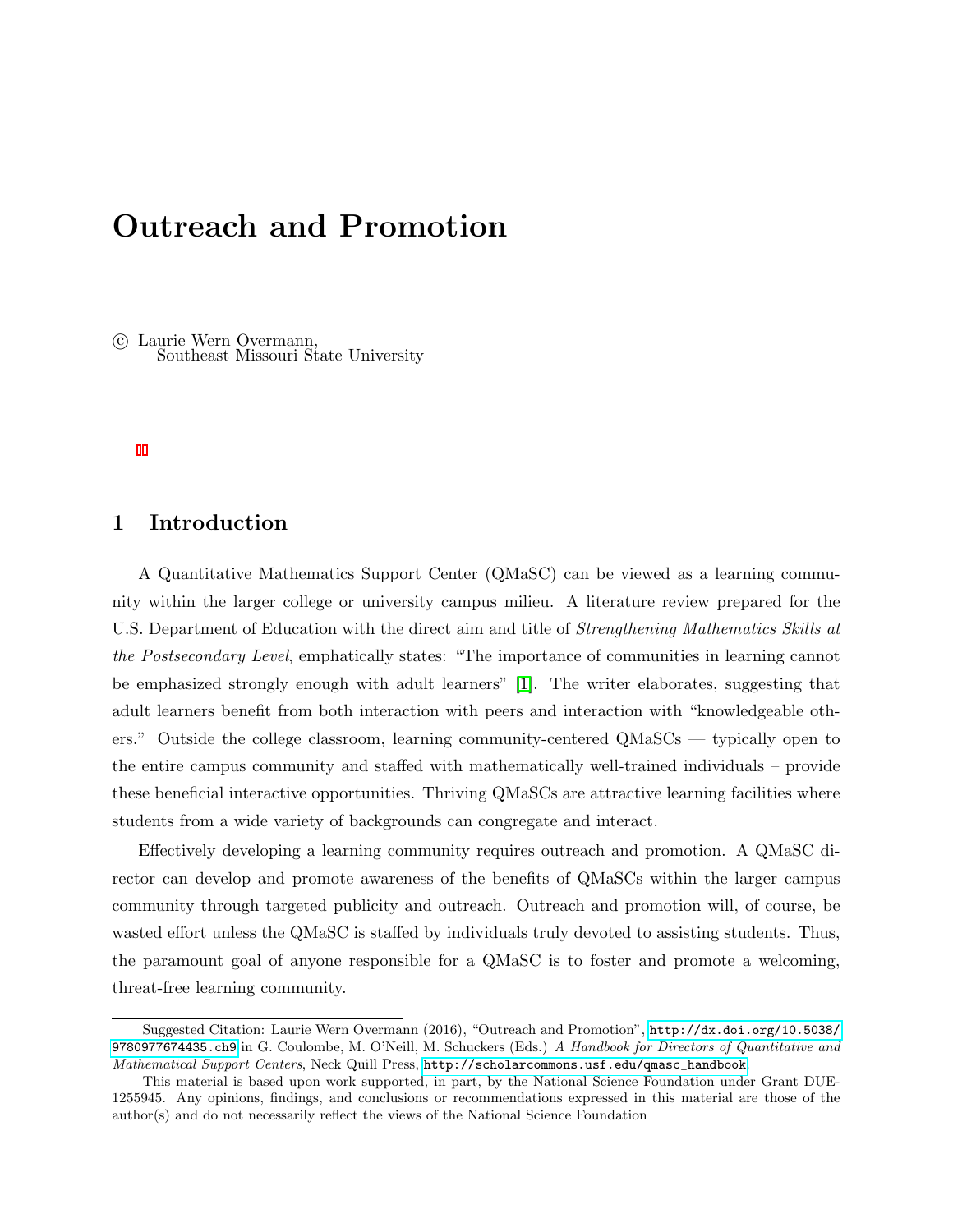# Outreach and Promotion

© Laurie Wern Overmann,
Southeast Missouri State University

## 1 Introduction

A Quantitative Mathematics Support Center (QMaSC) can be viewed as a learning community within the larger college or university campus milieu. A literature review prepared for the U.S. Department of Education with the direct aim and title of *Strengthening Mathematics Skills at the Postsecondary Level*, emphatically states: "The importance of communities in learning cannot be emphasized strongly enough with adult learners" [1]. The writer elaborates, suggesting that adult learners benefit from both interaction with peers and interaction with "knowledgeable others." Outside the college classroom, learning community-centered QMaSCs — typically open to the entire campus community and staffed with mathematically well-trained individuals – provide these beneficial interactive opportunities. Thriving QMaSCs are attractive learning facilities where students from a wide variety of backgrounds can congregate and interact.

Effectively developing a learning community requires outreach and promotion. A QMaSC director can develop and promote awareness of the benefits of QMaSCs within the larger campus community through targeted publicity and outreach. Outreach and promotion will, of course, be wasted effort unless the QMaSC is staffed by individuals truly devoted to assisting students. Thus, the paramount goal of anyone responsible for a QMaSC is to foster and promote a welcoming, threat-free learning community.

---

Suggested Citation: Laurie Wern Overmann (2016), "Outreach and Promotion", http://dx.doi.org/10.5038/9780977674435.ch9 in G. Coulombe, M. O'Neill, M. Schuckers (Eds.) *A Handbook for Directors of Quantitative and Mathematical Support Centers*, Neck Quill Press, http://scholarcommons.usf.edu/qmasc_handbook

This material is based upon work supported, in part, by the National Science Foundation under Grant DUE-1255945. Any opinions, findings, and conclusions or recommendations expressed in this material are those of the author(s) and do not necessarily reflect the views of the National Science Foundation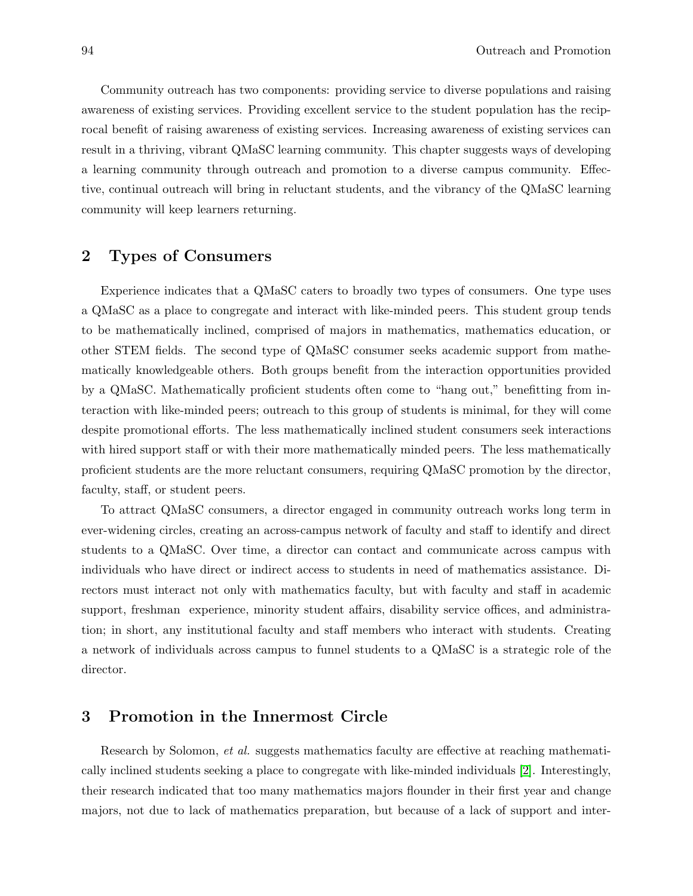Community outreach has two components: providing service to diverse populations and raising awareness of existing services. Providing excellent service to the student population has the reciprocal benefit of raising awareness of existing services. Increasing awareness of existing services can result in a thriving, vibrant QMaSC learning community. This chapter suggests ways of developing a learning community through outreach and promotion to a diverse campus community. Effective, continual outreach will bring in reluctant students, and the vibrancy of the QMaSC learning community will keep learners returning.

## 2 Types of Consumers

Experience indicates that a QMaSC caters to broadly two types of consumers. One type uses a QMaSC as a place to congregate and interact with like-minded peers. This student group tends to be mathematically inclined, comprised of majors in mathematics, mathematics education, or other STEM fields. The second type of QMaSC consumer seeks academic support from mathematically knowledgeable others. Both groups benefit from the interaction opportunities provided by a QMaSC. Mathematically proficient students often come to "hang out," benefitting from interaction with like-minded peers; outreach to this group of students is minimal, for they will come despite promotional efforts. The less mathematically inclined student consumers seek interactions with hired support staff or with their more mathematically minded peers. The less mathematically proficient students are the more reluctant consumers, requiring QMaSC promotion by the director, faculty, staff, or student peers.

To attract QMaSC consumers, a director engaged in community outreach works long term in ever-widening circles, creating an across-campus network of faculty and staff to identify and direct students to a QMaSC. Over time, a director can contact and communicate across campus with individuals who have direct or indirect access to students in need of mathematics assistance. Directors must interact not only with mathematics faculty, but with faculty and staff in academic support, freshman experience, minority student affairs, disability service offices, and administration; in short, any institutional faculty and staff members who interact with students. Creating a network of individuals across campus to funnel students to a QMaSC is a strategic role of the director.

## 3 Promotion in the Innermost Circle

Research by Solomon, *et al.* suggests mathematics faculty are effective at reaching mathematically inclined students seeking a place to congregate with like-minded individuals [2]. Interestingly, their research indicated that too many mathematics majors flounder in their first year and change majors, not due to lack of mathematics preparation, but because of a lack of support and inter-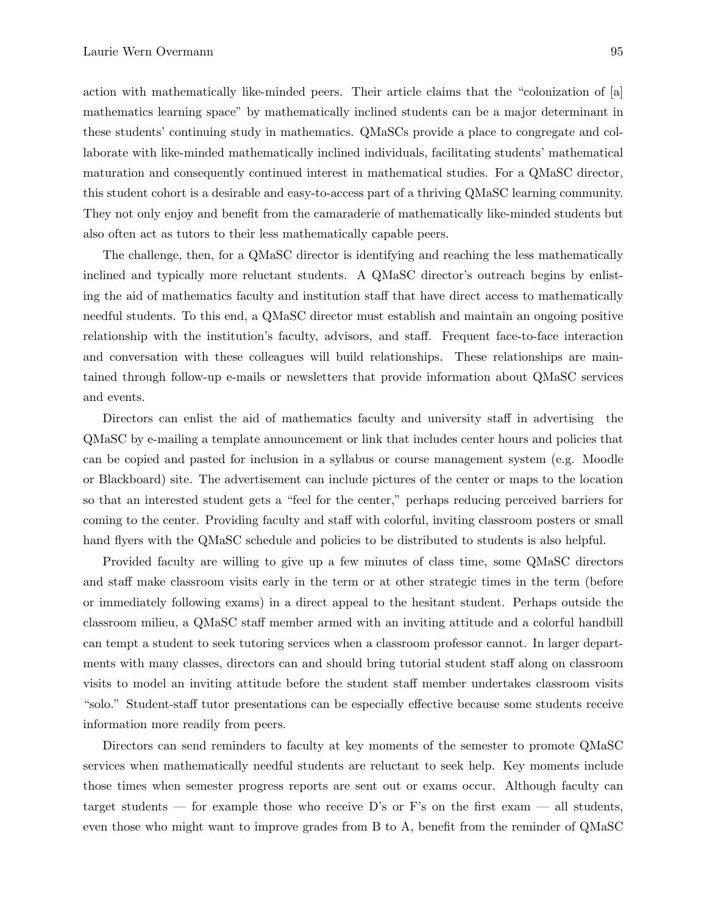action with mathematically like-minded peers. Their article claims that the "colonization of [a] mathematics learning space" by mathematically inclined students can be a major determinant in these students' continuing study in mathematics. QMaSCs provide a place to congregate and collaborate with like-minded mathematically inclined individuals, facilitating students' mathematical maturation and consequently continued interest in mathematical studies. For a QMaSC director, this student cohort is a desirable and easy-to-access part of a thriving QMaSC learning community. They not only enjoy and benefit from the camaraderie of mathematically like-minded students but also often act as tutors to their less mathematically capable peers.

The challenge, then, for a QMaSC director is identifying and reaching the less mathematically inclined and typically more reluctant students. A QMaSC director's outreach begins by enlisting the aid of mathematics faculty and institution staff that have direct access to mathematically needful students. To this end, a QMaSC director must establish and maintain an ongoing positive relationship with the institution's faculty, advisors, and staff. Frequent face-to-face interaction and conversation with these colleagues will build relationships. These relationships are maintained through follow-up e-mails or newsletters that provide information about QMaSC services and events.

Directors can enlist the aid of mathematics faculty and university staff in advertising the QMaSC by e-mailing a template announcement or link that includes center hours and policies that can be copied and pasted for inclusion in a syllabus or course management system (e.g. Moodle or Blackboard) site. The advertisement can include pictures of the center or maps to the location so that an interested student gets a "feel for the center," perhaps reducing perceived barriers for coming to the center. Providing faculty and staff with colorful, inviting classroom posters or small hand flyers with the QMaSC schedule and policies to be distributed to students is also helpful.

Provided faculty are willing to give up a few minutes of class time, some QMaSC directors and staff make classroom visits early in the term or at other strategic times in the term (before or immediately following exams) in a direct appeal to the hesitant student. Perhaps outside the classroom milieu, a QMaSC staff member armed with an inviting attitude and a colorful handbill can tempt a student to seek tutoring services when a classroom professor cannot. In larger departments with many classes, directors can and should bring tutorial student staff along on classroom visits to model an inviting attitude before the student staff member undertakes classroom visits "solo." Student-staff tutor presentations can be especially effective because some students receive information more readily from peers.

Directors can send reminders to faculty at key moments of the semester to promote QMaSC services when mathematically needful students are reluctant to seek help. Key moments include those times when semester progress reports are sent out or exams occur. Although faculty can target students — for example those who receive D's or F's on the first exam — all students, even those who might want to improve grades from B to A, benefit from the reminder of QMaSC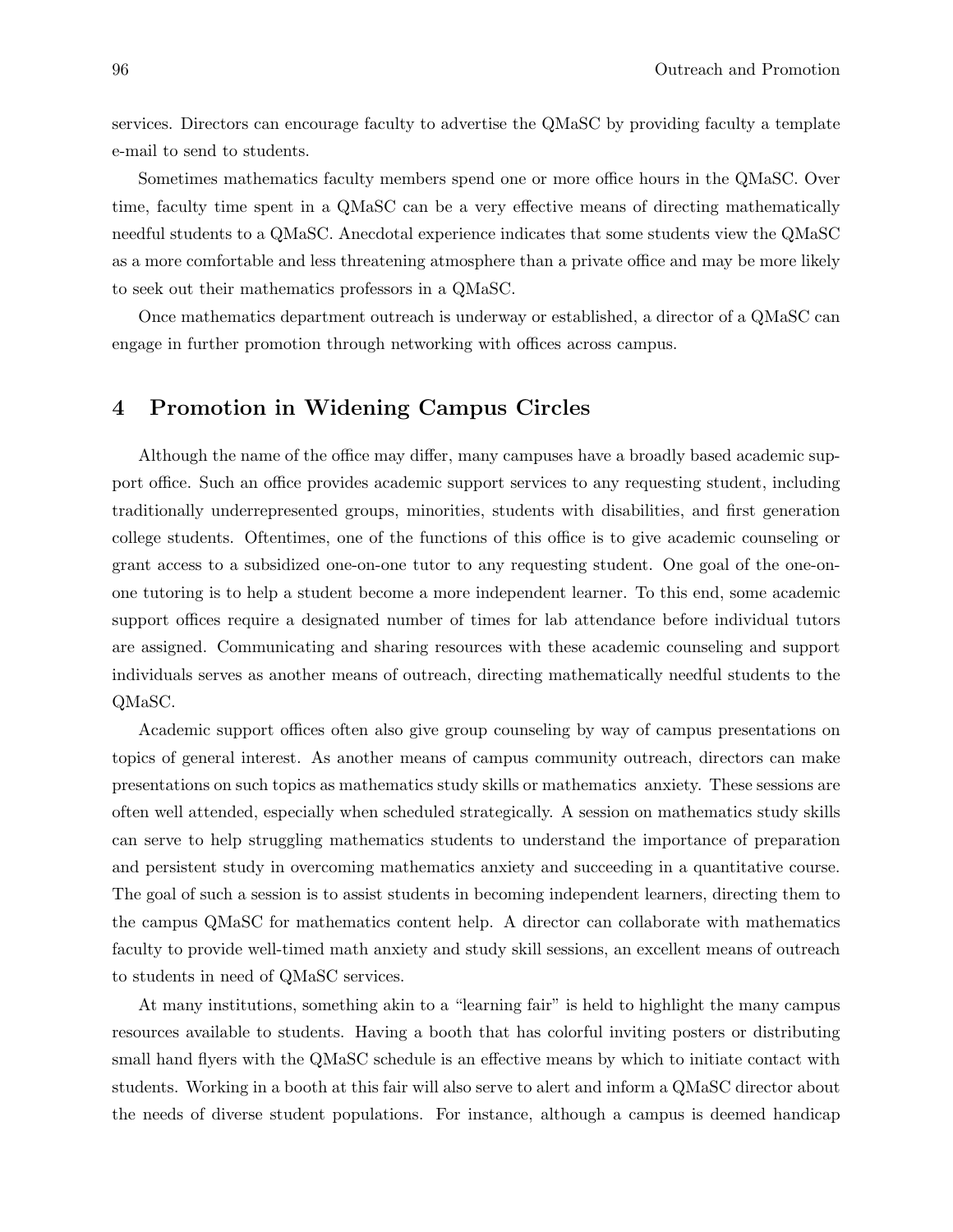services. Directors can encourage faculty to advertise the QMaSC by providing faculty a template e-mail to send to students.

Sometimes mathematics faculty members spend one or more office hours in the QMaSC. Over time, faculty time spent in a QMaSC can be a very effective means of directing mathematically needful students to a QMaSC. Anecdotal experience indicates that some students view the QMaSC as a more comfortable and less threatening atmosphere than a private office and may be more likely to seek out their mathematics professors in a QMaSC.

Once mathematics department outreach is underway or established, a director of a QMaSC can engage in further promotion through networking with offices across campus.

## 4 Promotion in Widening Campus Circles

Although the name of the office may differ, many campuses have a broadly based academic support office. Such an office provides academic support services to any requesting student, including traditionally underrepresented groups, minorities, students with disabilities, and first generation college students. Oftentimes, one of the functions of this office is to give academic counseling or grant access to a subsidized one-on-one tutor to any requesting student. One goal of the one-on-one tutoring is to help a student become a more independent learner. To this end, some academic support offices require a designated number of times for lab attendance before individual tutors are assigned. Communicating and sharing resources with these academic counseling and support individuals serves as another means of outreach, directing mathematically needful students to the QMaSC.

Academic support offices often also give group counseling by way of campus presentations on topics of general interest. As another means of campus community outreach, directors can make presentations on such topics as mathematics study skills or mathematics anxiety. These sessions are often well attended, especially when scheduled strategically. A session on mathematics study skills can serve to help struggling mathematics students to understand the importance of preparation and persistent study in overcoming mathematics anxiety and succeeding in a quantitative course. The goal of such a session is to assist students in becoming independent learners, directing them to the campus QMaSC for mathematics content help. A director can collaborate with mathematics faculty to provide well-timed math anxiety and study skill sessions, an excellent means of outreach to students in need of QMaSC services.

At many institutions, something akin to a "learning fair" is held to highlight the many campus resources available to students. Having a booth that has colorful inviting posters or distributing small hand flyers with the QMaSC schedule is an effective means by which to initiate contact with students. Working in a booth at this fair will also serve to alert and inform a QMaSC director about the needs of diverse student populations. For instance, although a campus is deemed handicap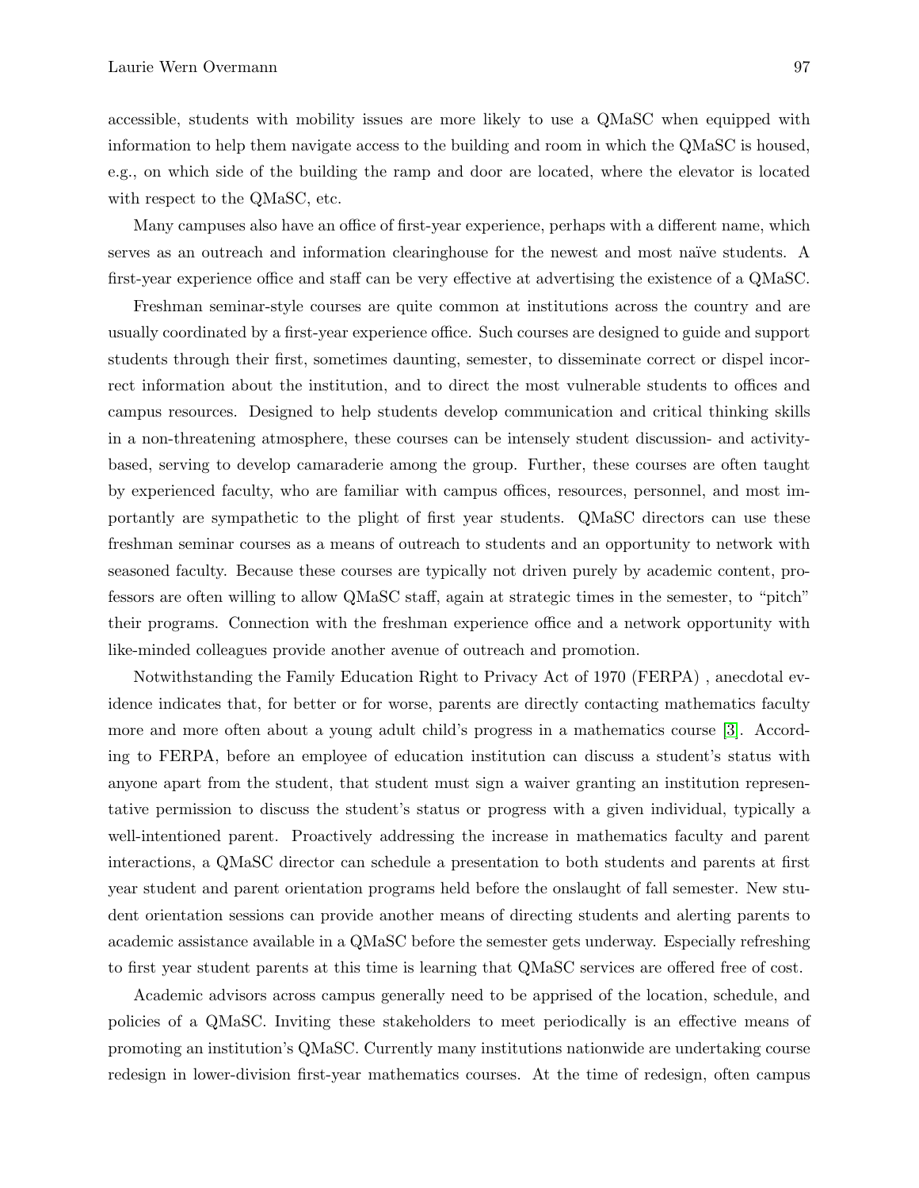accessible, students with mobility issues are more likely to use a QMaSC when equipped with information to help them navigate access to the building and room in which the QMaSC is housed, e.g., on which side of the building the ramp and door are located, where the elevator is located with respect to the QMaSC, etc.

Many campuses also have an office of first-year experience, perhaps with a different name, which serves as an outreach and information clearinghouse for the newest and most naïve students. A first-year experience office and staff can be very effective at advertising the existence of a QMaSC.

Freshman seminar-style courses are quite common at institutions across the country and are usually coordinated by a first-year experience office. Such courses are designed to guide and support students through their first, sometimes daunting, semester, to disseminate correct or dispel incorrect information about the institution, and to direct the most vulnerable students to offices and campus resources. Designed to help students develop communication and critical thinking skills in a non-threatening atmosphere, these courses can be intensely student discussion- and activity-based, serving to develop camaraderie among the group. Further, these courses are often taught by experienced faculty, who are familiar with campus offices, resources, personnel, and most importantly are sympathetic to the plight of first year students. QMaSC directors can use these freshman seminar courses as a means of outreach to students and an opportunity to network with seasoned faculty. Because these courses are typically not driven purely by academic content, professors are often willing to allow QMaSC staff, again at strategic times in the semester, to "pitch" their programs. Connection with the freshman experience office and a network opportunity with like-minded colleagues provide another avenue of outreach and promotion.

Notwithstanding the Family Education Right to Privacy Act of 1970 (FERPA) , anecdotal evidence indicates that, for better or for worse, parents are directly contacting mathematics faculty more and more often about a young adult child's progress in a mathematics course [3]. According to FERPA, before an employee of education institution can discuss a student's status with anyone apart from the student, that student must sign a waiver granting an institution representative permission to discuss the student's status or progress with a given individual, typically a well-intentioned parent. Proactively addressing the increase in mathematics faculty and parent interactions, a QMaSC director can schedule a presentation to both students and parents at first year student and parent orientation programs held before the onslaught of fall semester. New student orientation sessions can provide another means of directing students and alerting parents to academic assistance available in a QMaSC before the semester gets underway. Especially refreshing to first year student parents at this time is learning that QMaSC services are offered free of cost.

Academic advisors across campus generally need to be apprised of the location, schedule, and policies of a QMaSC. Inviting these stakeholders to meet periodically is an effective means of promoting an institution's QMaSC. Currently many institutions nationwide are undertaking course redesign in lower-division first-year mathematics courses. At the time of redesign, often campus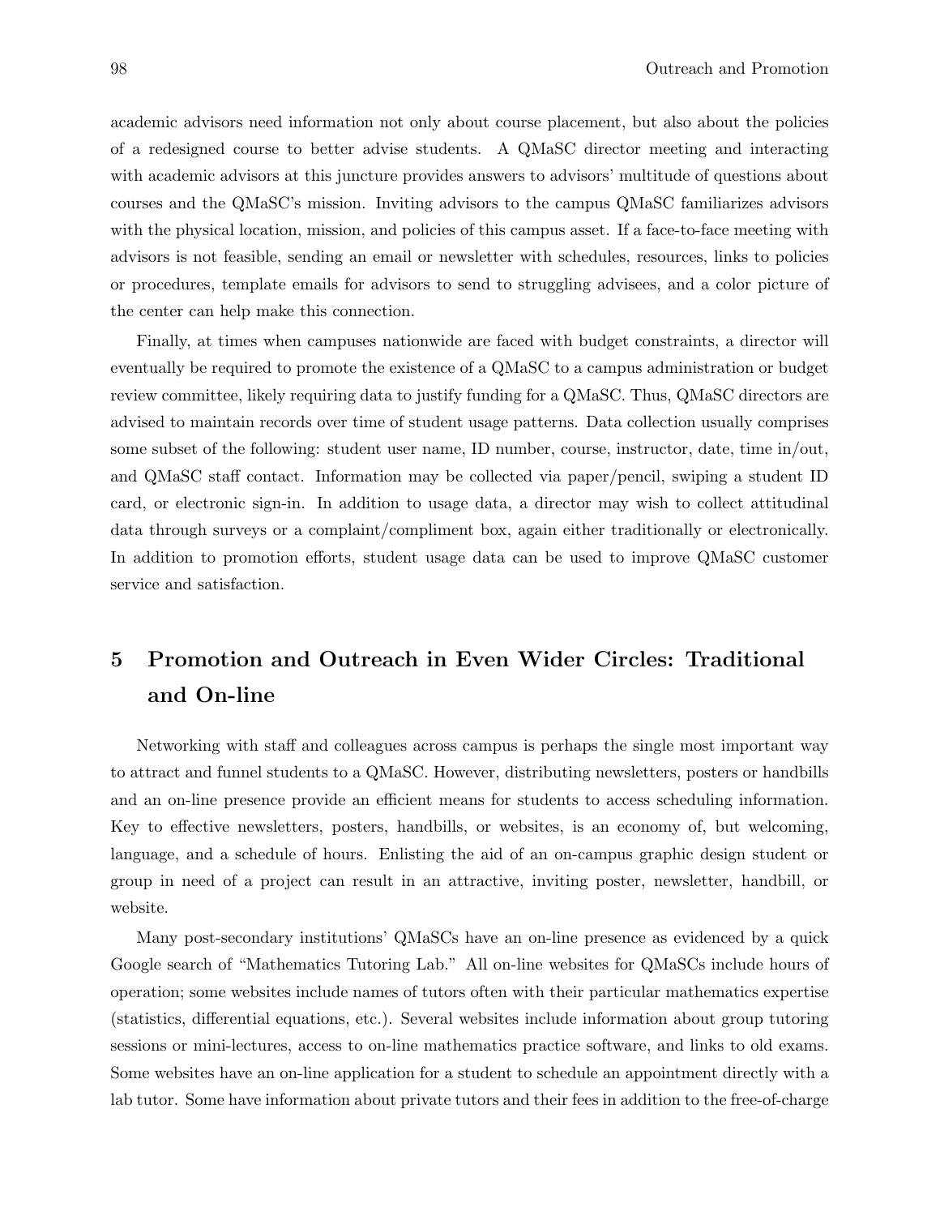academic advisors need information not only about course placement, but also about the policies of a redesigned course to better advise students. A QMaSC director meeting and interacting with academic advisors at this juncture provides answers to advisors' multitude of questions about courses and the QMaSC's mission. Inviting advisors to the campus QMaSC familiarizes advisors with the physical location, mission, and policies of this campus asset. If a face-to-face meeting with advisors is not feasible, sending an email or newsletter with schedules, resources, links to policies or procedures, template emails for advisors to send to struggling advisees, and a color picture of the center can help make this connection.

Finally, at times when campuses nationwide are faced with budget constraints, a director will eventually be required to promote the existence of a QMaSC to a campus administration or budget review committee, likely requiring data to justify funding for a QMaSC. Thus, QMaSC directors are advised to maintain records over time of student usage patterns. Data collection usually comprises some subset of the following: student user name, ID number, course, instructor, date, time in/out, and QMaSC staff contact. Information may be collected via paper/pencil, swiping a student ID card, or electronic sign-in. In addition to usage data, a director may wish to collect attitudinal data through surveys or a complaint/compliment box, again either traditionally or electronically. In addition to promotion efforts, student usage data can be used to improve QMaSC customer service and satisfaction.

## 5 Promotion and Outreach in Even Wider Circles: Traditional and On-line

Networking with staff and colleagues across campus is perhaps the single most important way to attract and funnel students to a QMaSC. However, distributing newsletters, posters or handbills and an on-line presence provide an efficient means for students to access scheduling information. Key to effective newsletters, posters, handbills, or websites, is an economy of, but welcoming, language, and a schedule of hours. Enlisting the aid of an on-campus graphic design student or group in need of a project can result in an attractive, inviting poster, newsletter, handbill, or website.

Many post-secondary institutions' QMaSCs have an on-line presence as evidenced by a quick Google search of "Mathematics Tutoring Lab." All on-line websites for QMaSCs include hours of operation; some websites include names of tutors often with their particular mathematics expertise (statistics, differential equations, etc.). Several websites include information about group tutoring sessions or mini-lectures, access to on-line mathematics practice software, and links to old exams. Some websites have an on-line application for a student to schedule an appointment directly with a lab tutor. Some have information about private tutors and their fees in addition to the free-of-charge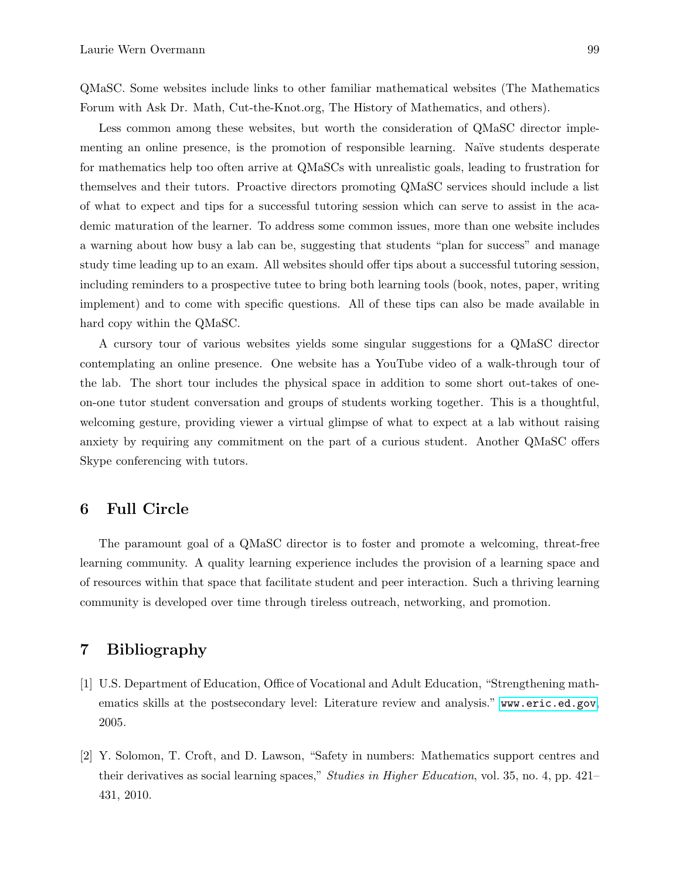QMaSC. Some websites include links to other familiar mathematical websites (The Mathematics Forum with Ask Dr. Math, Cut-the-Knot.org, The History of Mathematics, and others).

Less common among these websites, but worth the consideration of QMaSC director implementing an online presence, is the promotion of responsible learning. Naïve students desperate for mathematics help too often arrive at QMaSCs with unrealistic goals, leading to frustration for themselves and their tutors. Proactive directors promoting QMaSC services should include a list of what to expect and tips for a successful tutoring session which can serve to assist in the academic maturation of the learner. To address some common issues, more than one website includes a warning about how busy a lab can be, suggesting that students "plan for success" and manage study time leading up to an exam. All websites should offer tips about a successful tutoring session, including reminders to a prospective tutee to bring both learning tools (book, notes, paper, writing implement) and to come with specific questions. All of these tips can also be made available in hard copy within the QMaSC.

A cursory tour of various websites yields some singular suggestions for a QMaSC director contemplating an online presence. One website has a YouTube video of a walk-through tour of the lab. The short tour includes the physical space in addition to some short out-takes of one-on-one tutor student conversation and groups of students working together. This is a thoughtful, welcoming gesture, providing viewer a virtual glimpse of what to expect at a lab without raising anxiety by requiring any commitment on the part of a curious student. Another QMaSC offers Skype conferencing with tutors.

## 6 Full Circle

The paramount goal of a QMaSC director is to foster and promote a welcoming, threat-free learning community. A quality learning experience includes the provision of a learning space and of resources within that space that facilitate student and peer interaction. Such a thriving learning community is developed over time through tireless outreach, networking, and promotion.

## 7 Bibliography

[1] U.S. Department of Education, Office of Vocational and Adult Education, "Strengthening mathematics skills at the postsecondary level: Literature review and analysis." `www.eric.ed.gov`, 2005.

[2] Y. Solomon, T. Croft, and D. Lawson, "Safety in numbers: Mathematics support centres and their derivatives as social learning spaces," *Studies in Higher Education*, vol. 35, no. 4, pp. 421–431, 2010.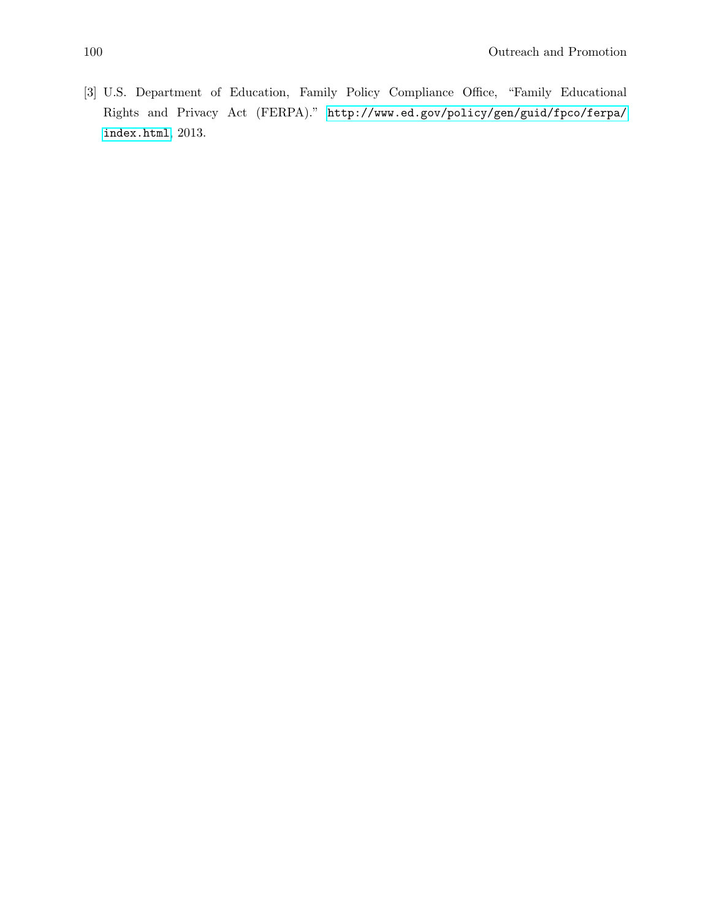[3] U.S. Department of Education, Family Policy Compliance Office, "Family Educational Rights and Privacy Act (FERPA)." http://www.ed.gov/policy/gen/guid/fpco/ferpa/index.html, 2013.